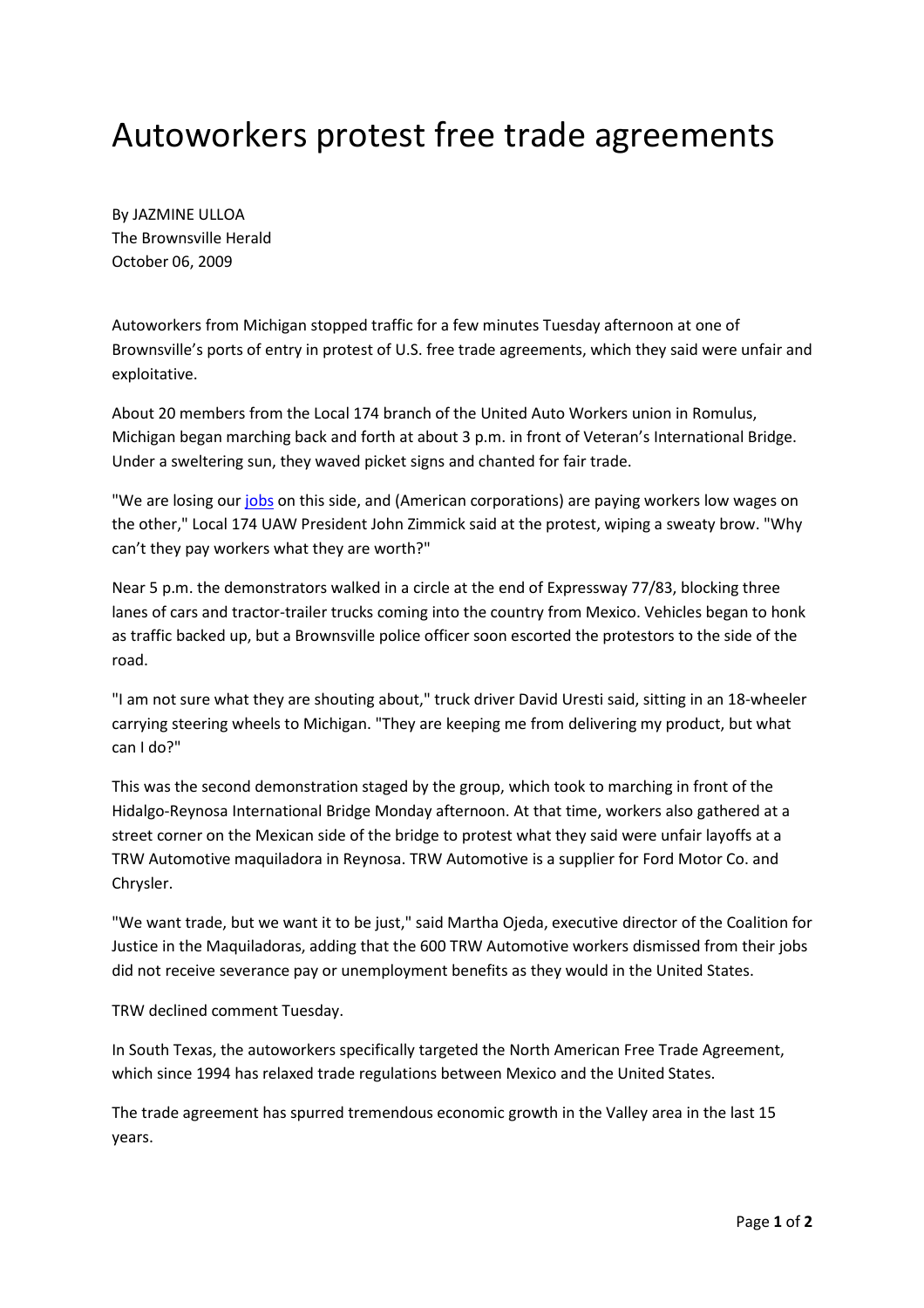# Autoworkers protest free trade agreements

By JAZMINE ULLOA
The Brownsville Herald
October 06, 2009

Autoworkers from Michigan stopped traffic for a few minutes Tuesday afternoon at one of Brownsville's ports of entry in protest of U.S. free trade agreements, which they said were unfair and exploitative.

About 20 members from the Local 174 branch of the United Auto Workers union in Romulus, Michigan began marching back and forth at about 3 p.m. in front of Veteran's International Bridge. Under a sweltering sun, they waved picket signs and chanted for fair trade.

"We are losing our jobs on this side, and (American corporations) are paying workers low wages on the other," Local 174 UAW President John Zimmick said at the protest, wiping a sweaty brow. "Why can't they pay workers what they are worth?"

Near 5 p.m. the demonstrators walked in a circle at the end of Expressway 77/83, blocking three lanes of cars and tractor-trailer trucks coming into the country from Mexico. Vehicles began to honk as traffic backed up, but a Brownsville police officer soon escorted the protestors to the side of the road.

"I am not sure what they are shouting about," truck driver David Uresti said, sitting in an 18-wheeler carrying steering wheels to Michigan. "They are keeping me from delivering my product, but what can I do?"

This was the second demonstration staged by the group, which took to marching in front of the Hidalgo-Reynosa International Bridge Monday afternoon. At that time, workers also gathered at a street corner on the Mexican side of the bridge to protest what they said were unfair layoffs at a TRW Automotive maquiladora in Reynosa. TRW Automotive is a supplier for Ford Motor Co. and Chrysler.

"We want trade, but we want it to be just," said Martha Ojeda, executive director of the Coalition for Justice in the Maquiladoras, adding that the 600 TRW Automotive workers dismissed from their jobs did not receive severance pay or unemployment benefits as they would in the United States.

TRW declined comment Tuesday.

In South Texas, the autoworkers specifically targeted the North American Free Trade Agreement, which since 1994 has relaxed trade regulations between Mexico and the United States.

The trade agreement has spurred tremendous economic growth in the Valley area in the last 15 years.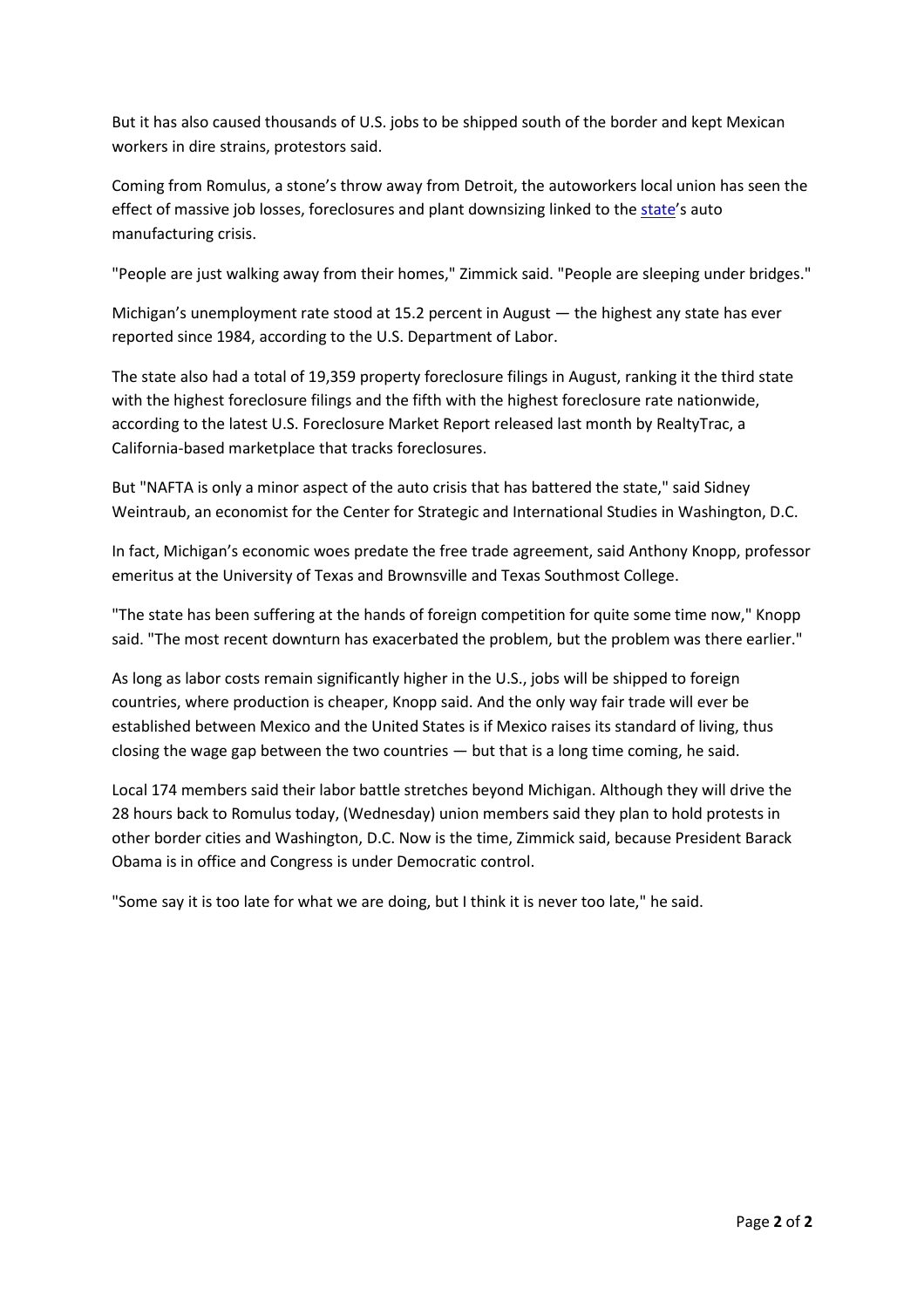But it has also caused thousands of U.S. jobs to be shipped south of the border and kept Mexican workers in dire strains, protestors said.

Coming from Romulus, a stone's throw away from Detroit, the autoworkers local union has seen the effect of massive job losses, foreclosures and plant downsizing linked to the state's auto manufacturing crisis.

"People are just walking away from their homes," Zimmick said. "People are sleeping under bridges."

Michigan's unemployment rate stood at 15.2 percent in August — the highest any state has ever reported since 1984, according to the U.S. Department of Labor.

The state also had a total of 19,359 property foreclosure filings in August, ranking it the third state with the highest foreclosure filings and the fifth with the highest foreclosure rate nationwide, according to the latest U.S. Foreclosure Market Report released last month by RealtyTrac, a California-based marketplace that tracks foreclosures.

But "NAFTA is only a minor aspect of the auto crisis that has battered the state," said Sidney Weintraub, an economist for the Center for Strategic and International Studies in Washington, D.C.

In fact, Michigan's economic woes predate the free trade agreement, said Anthony Knopp, professor emeritus at the University of Texas and Brownsville and Texas Southmost College.

"The state has been suffering at the hands of foreign competition for quite some time now," Knopp said. "The most recent downturn has exacerbated the problem, but the problem was there earlier."

As long as labor costs remain significantly higher in the U.S., jobs will be shipped to foreign countries, where production is cheaper, Knopp said. And the only way fair trade will ever be established between Mexico and the United States is if Mexico raises its standard of living, thus closing the wage gap between the two countries — but that is a long time coming, he said.

Local 174 members said their labor battle stretches beyond Michigan. Although they will drive the 28 hours back to Romulus today, (Wednesday) union members said they plan to hold protests in other border cities and Washington, D.C. Now is the time, Zimmick said, because President Barack Obama is in office and Congress is under Democratic control.

"Some say it is too late for what we are doing, but I think it is never too late," he said.